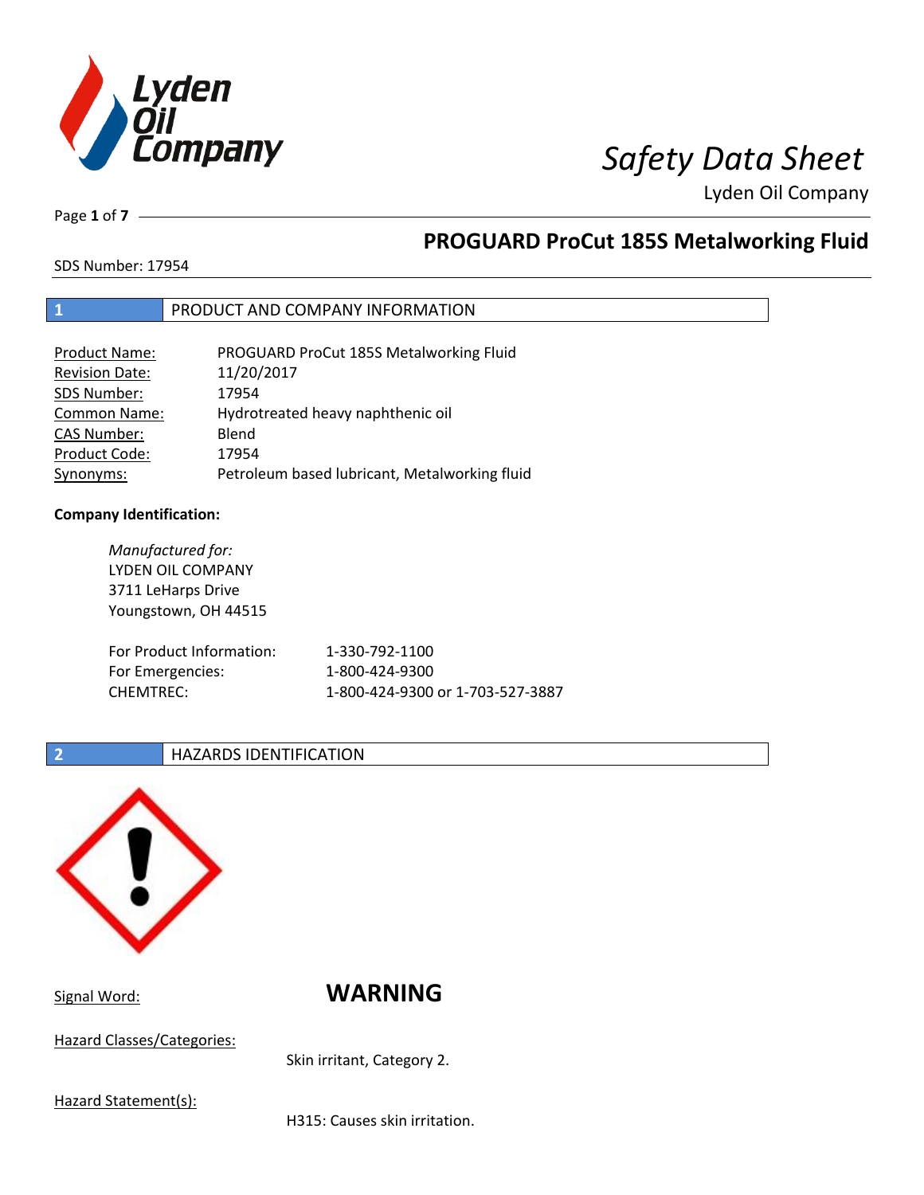# Safety Data Sheet

Lyden Oil Company

## PROGUARD ProCut 185S Metalworking Fluid

SDS Number: 17954

## 1 PRODUCT AND COMPANY INFORMATION

| | |
|---|---|
| Product Name: | PROGUARD ProCut 185S Metalworking Fluid |
| Revision Date: | 11/20/2017 |
| SDS Number: | 17954 |
| Common Name: | Hydrotreated heavy naphthenic oil |
| CAS Number: | Blend |
| Product Code: | 17954 |
| Synonyms: | Petroleum based lubricant, Metalworking fluid |

**Company Identification:**

*Manufactured for:*
LYDEN OIL COMPANY
3711 LeHarps Drive
Youngstown, OH 44515

| | |
|---|---|
| For Product Information: | 1-330-792-1100 |
| For Emergencies: | 1-800-424-9300 |
| CHEMTREC: | 1-800-424-9300 or 1-703-527-3887 |

## 2 HAZARDS IDENTIFICATION

Signal Word: **WARNING**

Hazard Classes/Categories:

Skin irritant, Category 2.

Hazard Statement(s):

H315: Causes skin irritation.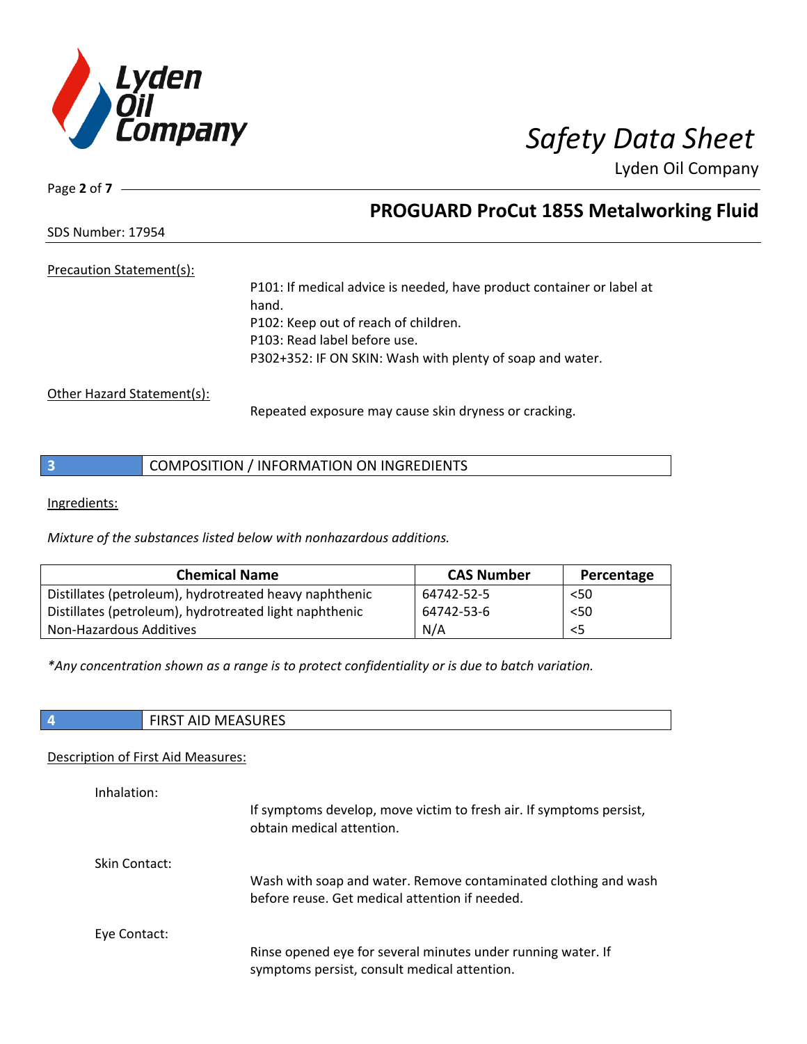Precation Statement(s):

P101: If medical advice is needed, have product container or label at hand.
P102: Keep out of reach of children.
P103: Read label before use.
P302+352: IF ON SKIN: Wash with plenty of soap and water.

Other Hazard Statement(s):

Repeated exposure may cause skin dryness or cracking.

## 3 COMPOSITION / INFORMATION ON INGREDIENTS

Ingredients:

*Mixture of the substances listed below with nonhazardous additions.*

| Chemical Name | CAS Number | Percentage |
|---|---|---|
| Distillates (petroleum), hydrotreated heavy naphthenic | 64742-52-5 | <50 |
| Distillates (petroleum), hydrotreated light naphthenic | 64742-53-6 | <50 |
| Non-Hazardous Additives | N/A | <5 |

*Any concentration shown as a range is to protect confidentiality or is due to batch variation.*

## 4 FIRST AID MEASURES

Description of First Aid Measures:

Inhalation:

If symptoms develop, move victim to fresh air. If symptoms persist, obtain medical attention.

Skin Contact:

Wash with soap and water. Remove contaminated clothing and wash before reuse. Get medical attention if needed.

Eye Contact:

Rinse opened eye for several minutes under running water. If symptoms persist, consult medical attention.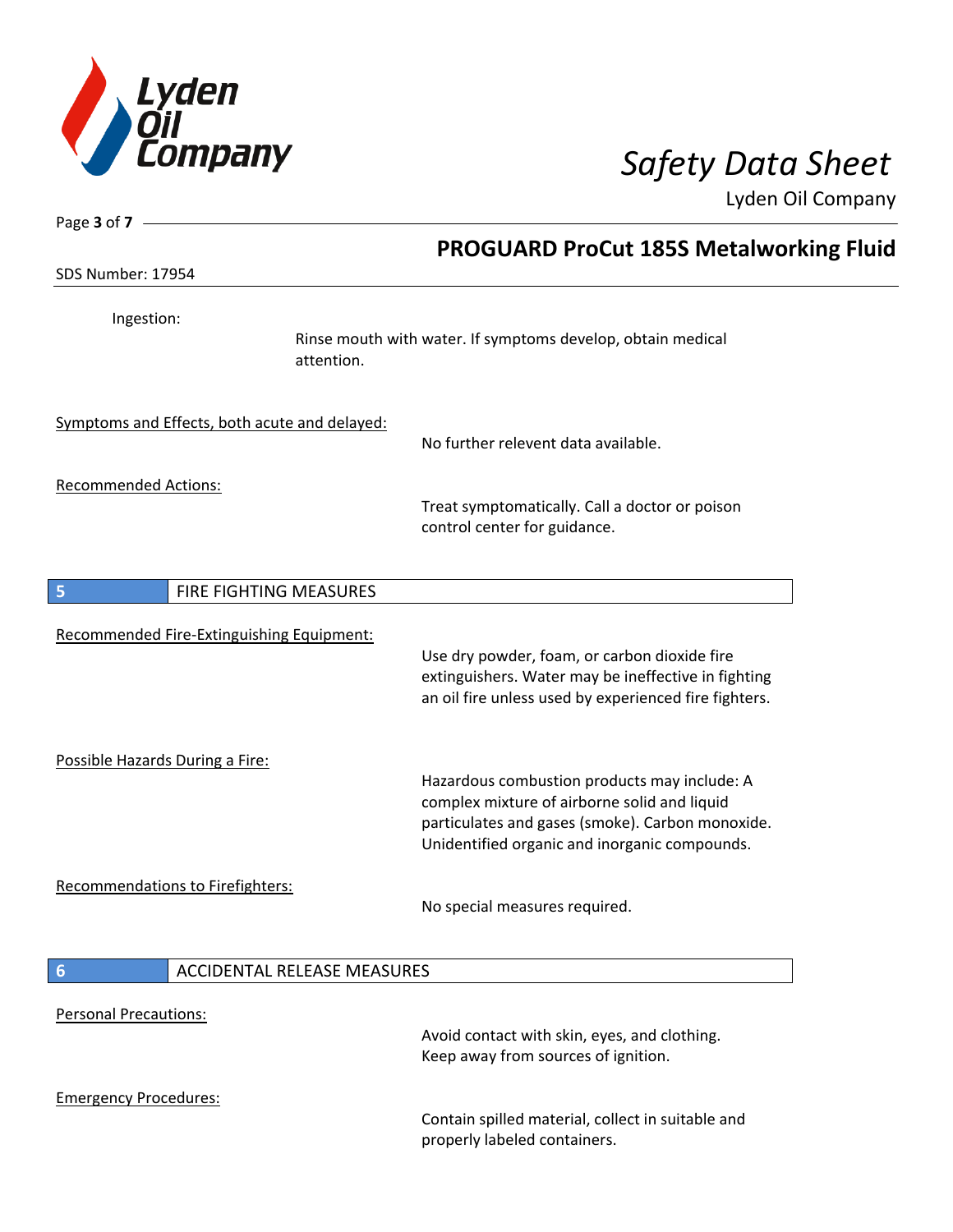Ingestion:

Rinse mouth with water. If symptoms develop, obtain medical attention.

Symptoms and Effects, both acute and delayed:

No further relevent data available.

Recommended Actions:

Treat symptomatically. Call a doctor or poison control center for guidance.

## 5 FIRE FIGHTING MEASURES

Recommended Fire-Extinguishing Equipment:

Use dry powder, foam, or carbon dioxide fire extinguishers. Water may be ineffective in fighting an oil fire unless used by experienced fire fighters.

Possible Hazards During a Fire:

Hazardous combustion products may include: A complex mixture of airborne solid and liquid particulates and gases (smoke). Carbon monoxide. Unidentified organic and inorganic compounds.

Recommendations to Firefighters:

No special measures required.

## 6 ACCIDENTAL RELEASE MEASURES

Personal Precautions:

Avoid contact with skin, eyes, and clothing. Keep away from sources of ignition.

Emergency Procedures:

Contain spilled material, collect in suitable and properly labeled containers.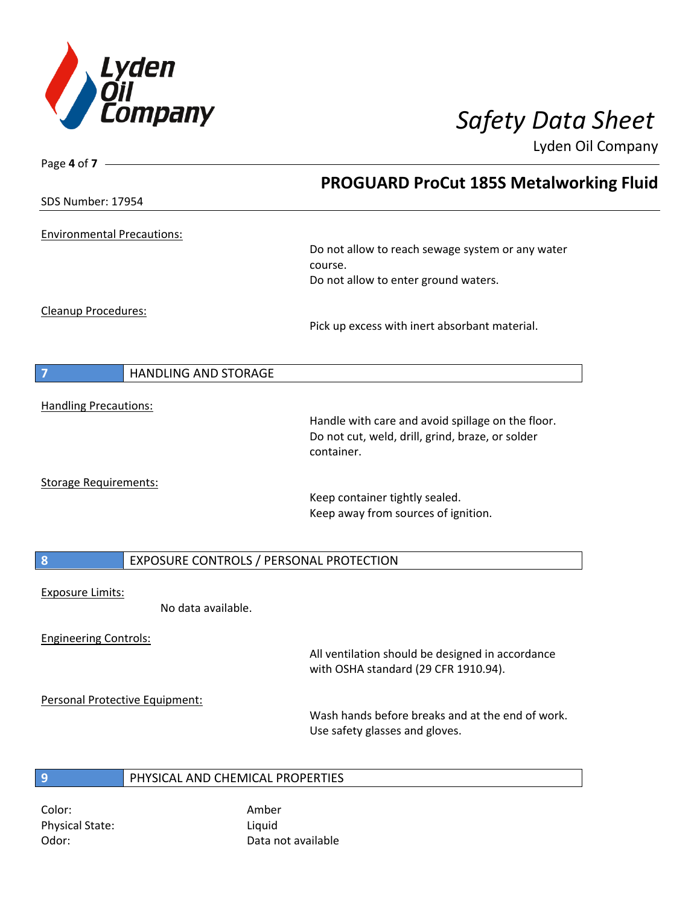Environmental Precautions:

Do not allow to reach sewage system or any water course.
Do not allow to enter ground waters.

Cleanup Procedures:

Pick up excess with inert absorbant material.

## 7 HANDLING AND STORAGE

Handling Precautions:

Handle with care and avoid spillage on the floor.
Do not cut, weld, drill, grind, braze, or solder container.

Storage Requirements:

Keep container tightly sealed.
Keep away from sources of ignition.

## 8 EXPOSURE CONTROLS / PERSONAL PROTECTION

Exposure Limits:

No data available.

Engineering Controls:

All ventilation should be designed in accordance with OSHA standard (29 CFR 1910.94).

Personal Protective Equipment:

Wash hands before breaks and at the end of work.
Use safety glasses and gloves.

## 9 PHYSICAL AND CHEMICAL PROPERTIES

| | |
|---|---|
| Color: | Amber |
| Physical State: | Liquid |
| Odor: | Data not available |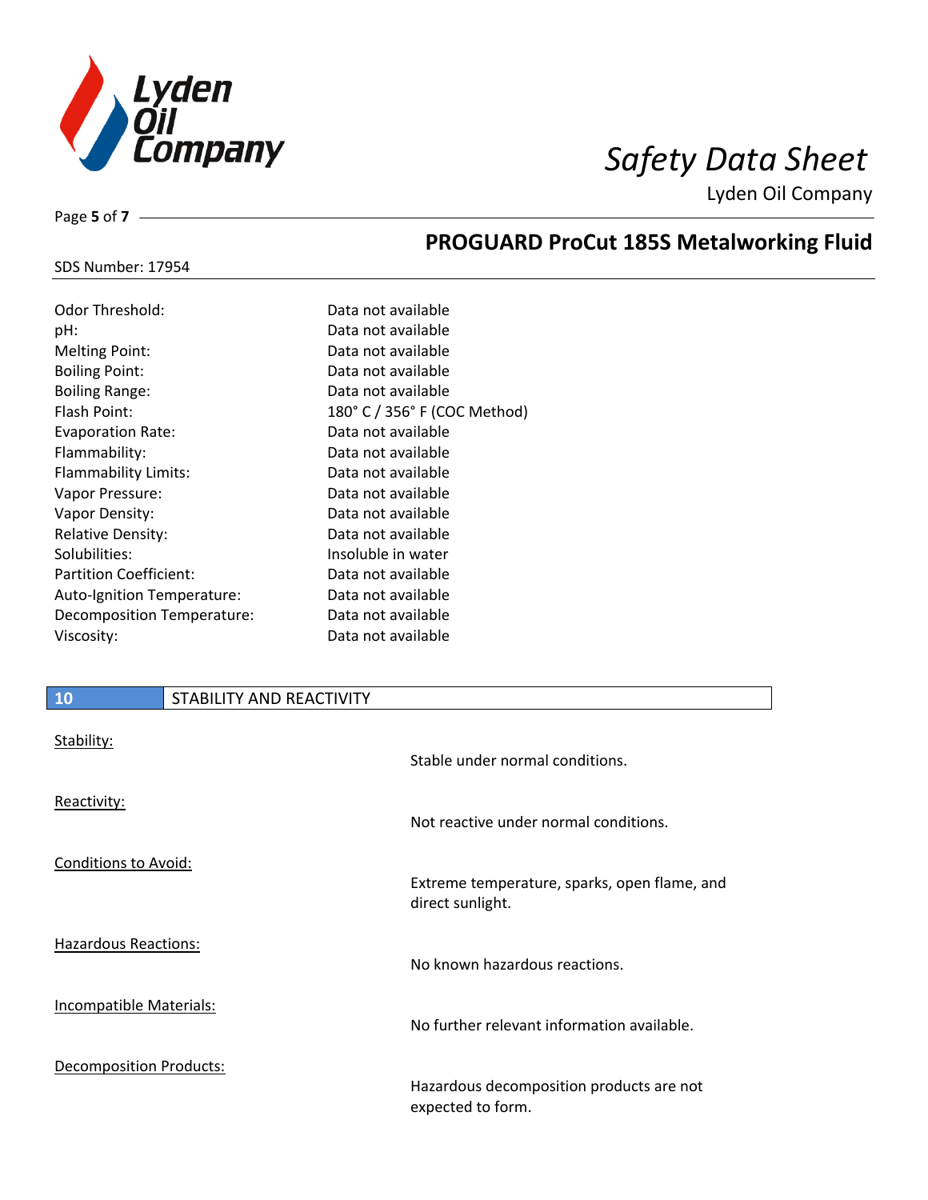| Property | Value |
|---|---|
| Odor Threshold: | Data not available |
| pH: | Data not available |
| Melting Point: | Data not available |
| Boiling Point: | Data not available |
| Boiling Range: | Data not available |
| Flash Point: | 180° C / 356° F (COC Method) |
| Evaporation Rate: | Data not available |
| Flammability: | Data not available |
| Flammability Limits: | Data not available |
| Vapor Pressure: | Data not available |
| Vapor Density: | Data not available |
| Relative Density: | Data not available |
| Solubilities: | Insoluble in water |
| Partition Coefficient: | Data not available |
| Auto-Ignition Temperature: | Data not available |
| Decomposition Temperature: | Data not available |
| Viscosity: | Data not available |

## 10 STABILITY AND REACTIVITY

**Stability:**

Stable under normal conditions.

**Reactivity:**

Not reactive under normal conditions.

**Conditions to Avoid:**

Extreme temperature, sparks, open flame, and direct sunlight.

**Hazardous Reactions:**

No known hazardous reactions.

**Incompatible Materials:**

No further relevant information available.

**Decomposition Products:**

Hazardous decomposition products are not expected to form.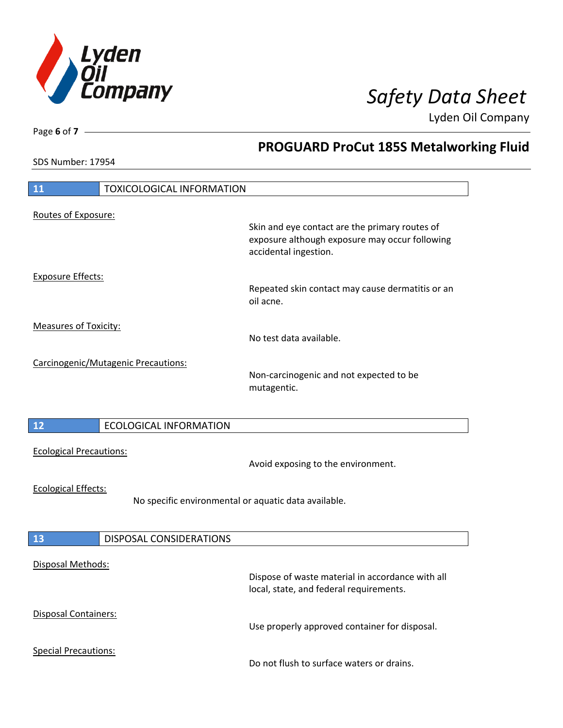## 11 TOXICOLOGICAL INFORMATION

Routes of Exposure:

Skin and eye contact are the primary routes of exposure although exposure may occur following accidental ingestion.

Exposure Effects:

Repeated skin contact may cause dermatitis or an oil acne.

Measures of Toxicity:

No test data available.

Carcinogenic/Mutagenic Precautions:

Non-carcinogenic and not expected to be mutagentic.

## 12 ECOLOGICAL INFORMATION

Ecological Precautions:

Avoid exposing to the environment.

Ecological Effects:

No specific environmental or aquatic data available.

## 13 DISPOSAL CONSIDERATIONS

Disposal Methods:

Dispose of waste material in accordance with all local, state, and federal requirements.

Disposal Containers:

Use properly approved container for disposal.

Special Precautions:

Do not flush to surface waters or drains.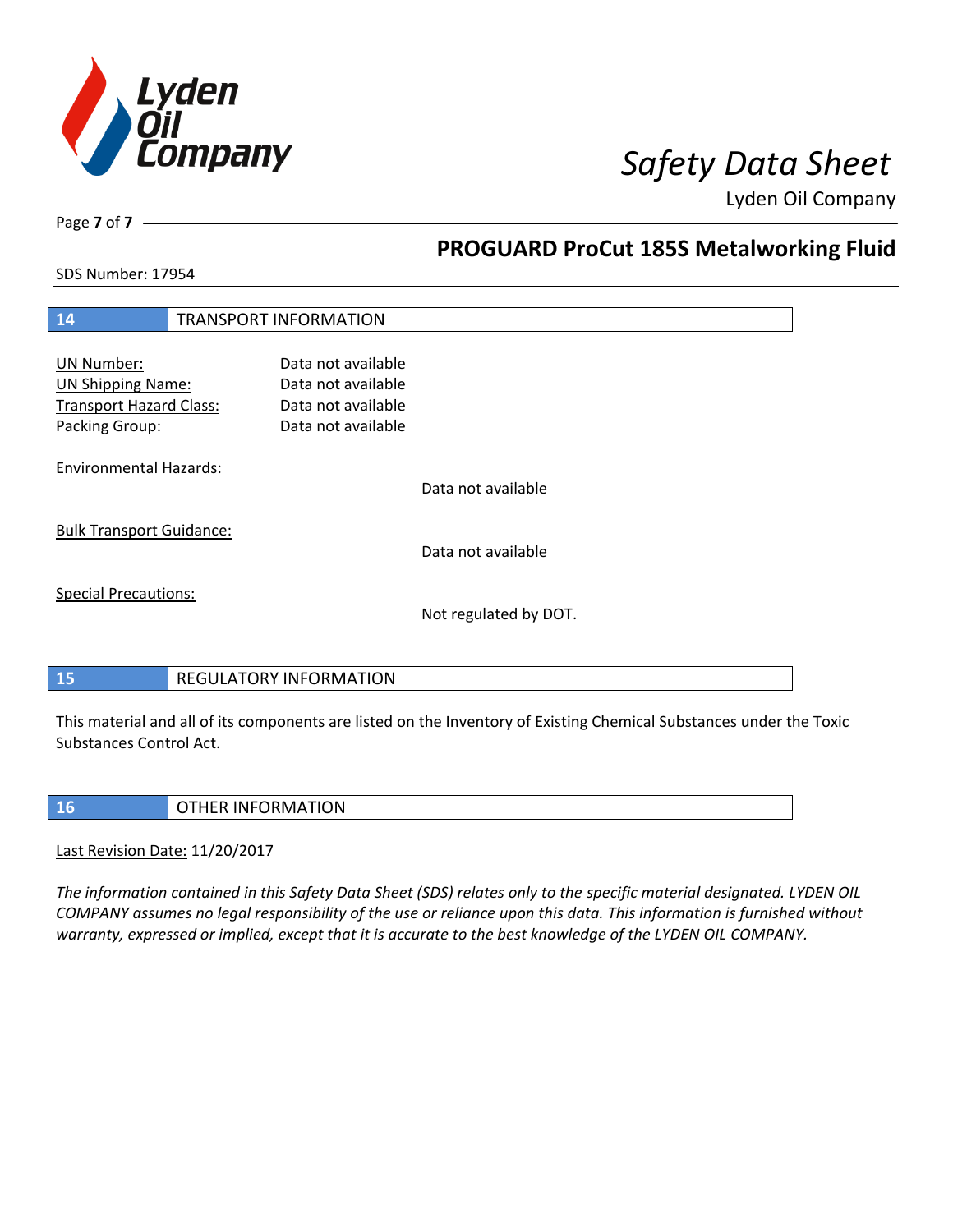## 14 TRANSPORT INFORMATION

| | |
|---|---|
| UN Number: | Data not available |
| UN Shipping Name: | Data not available |
| Transport Hazard Class: | Data not available |
| Packing Group: | Data not available |

Environmental Hazards:

Data not available

Bulk Transport Guidance:

Data not available

Special Precautions:

Not regulated by DOT.

## 15 REGULATORY INFORMATION

This material and all of its components are listed on the Inventory of Existing Chemical Substances under the Toxic Substances Control Act.

## 16 OTHER INFORMATION

Last Revision Date: 11/20/2017

*The information contained in this Safety Data Sheet (SDS) relates only to the specific material designated. LYDEN OIL COMPANY assumes no legal responsibility of the use or reliance upon this data. This information is furnished without warranty, expressed or implied, except that it is accurate to the best knowledge of the LYDEN OIL COMPANY.*